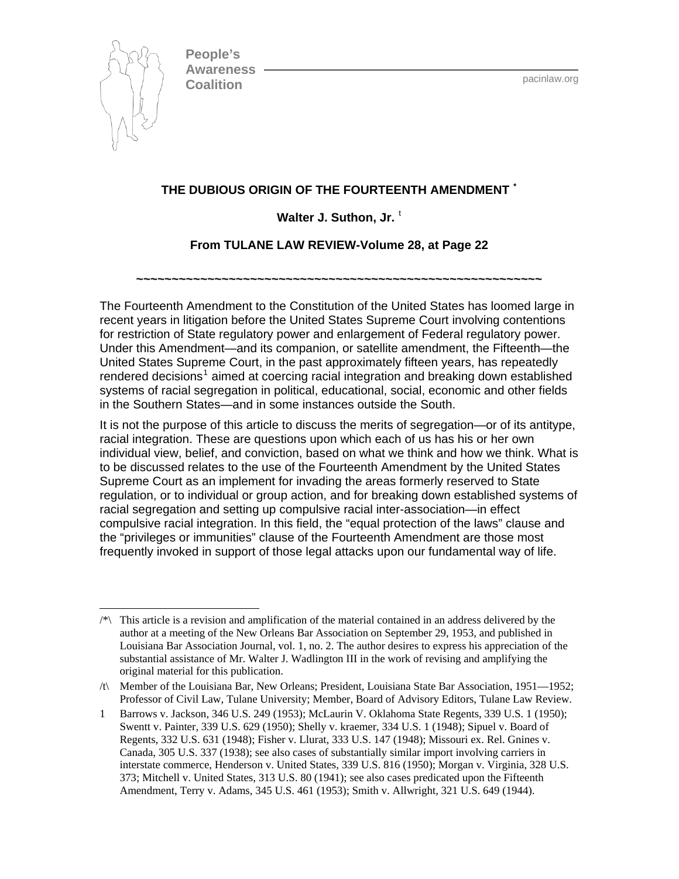People's Awareness Coalition

pacinlaw.org

## THE DUBIOUS ORIGIN OF THE FOURTEENTH AMENDMENT [*]

**Walter J. Suthon, Jr.** [t]

**From TULANE LAW REVIEW-Volume 28, at Page 22**

~~~~~~~~~~~~~~~~~~~~~~~~~~~~~~~~~~~~~~~~~~~~~~~~~~~~~~~~~~

The Fourteenth Amendment to the Constitution of the United States has loomed large in recent years in litigation before the United States Supreme Court involving contentions for restriction of State regulatory power and enlargement of Federal regulatory power. Under this Amendment—and its companion, or satellite amendment, the Fifteenth—the United States Supreme Court, in the past approximately fifteen years, has repeatedly rendered decisions[1] aimed at coercing racial integration and breaking down established systems of racial segregation in political, educational, social, economic and other fields in the Southern States—and in some instances outside the South.

It is not the purpose of this article to discuss the merits of segregation—or of its antitype, racial integration. These are questions upon which each of us has his or her own individual view, belief, and conviction, based on what we think and how we think. What is to be discussed relates to the use of the Fourteenth Amendment by the United States Supreme Court as an implement for invading the areas formerly reserved to State regulation, or to individual or group action, and for breaking down established systems of racial segregation and setting up compulsive racial inter-association—in effect compulsive racial integration. In this field, the "equal protection of the laws" clause and the "privileges or immunities" clause of the Fourteenth Amendment are those most frequently invoked in support of those legal attacks upon our fundamental way of life.

---

/*\ This article is a revision and amplification of the material contained in an address delivered by the author at a meeting of the New Orleans Bar Association on September 29, 1953, and published in Louisiana Bar Association Journal, vol. 1, no. 2. The author desires to express his appreciation of the substantial assistance of Mr. Walter J. Wadlington III in the work of revising and amplifying the original material for this publication.

/t\ Member of the Louisiana Bar, New Orleans; President, Louisiana State Bar Association, 1951—1952; Professor of Civil Law, Tulane University; Member, Board of Advisory Editors, Tulane Law Review.

1 Barrows v. Jackson, 346 U.S. 249 (1953); McLaurin V. Oklahoma State Regents, 339 U.S. 1 (1950); Swentt v. Painter, 339 U.S. 629 (1950); Shelly v. kraemer, 334 U.S. 1 (1948); Sipuel v. Board of Regents, 332 U.S. 631 (1948); Fisher v. Llurat, 333 U.S. 147 (1948); Missouri ex. Rel. Gnines v. Canada, 305 U.S. 337 (1938); see also cases of substantially similar import involving carriers in interstate commerce, Henderson v. United States, 339 U.S. 816 (1950); Morgan v. Virginia, 328 U.S. 373; Mitchell v. United States, 313 U.S. 80 (1941); see also cases predicated upon the Fifteenth Amendment, Terry v. Adams, 345 U.S. 461 (1953); Smith v. Allwright, 321 U.S. 649 (1944).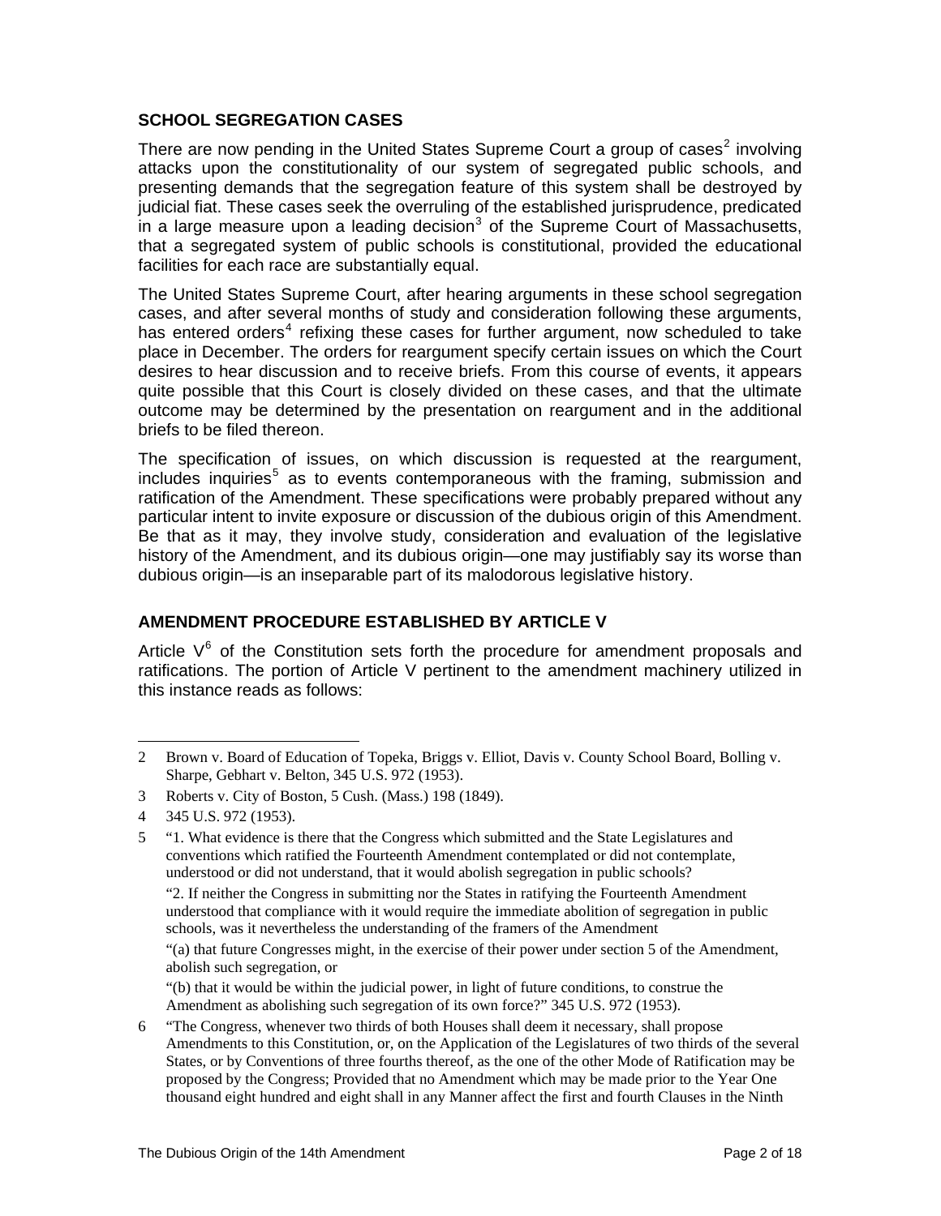## SCHOOL SEGREGATION CASES

There are now pending in the United States Supreme Court a group of cases[2] involving attacks upon the constitutionality of our system of segregated public schools, and presenting demands that the segregation feature of this system shall be destroyed by judicial fiat. These cases seek the overruling of the established jurisprudence, predicated in a large measure upon a leading decision[3] of the Supreme Court of Massachusetts, that a segregated system of public schools is constitutional, provided the educational facilities for each race are substantially equal.

The United States Supreme Court, after hearing arguments in these school segregation cases, and after several months of study and consideration following these arguments, has entered orders[4] refixing these cases for further argument, now scheduled to take place in December. The orders for reargument specify certain issues on which the Court desires to hear discussion and to receive briefs. From this course of events, it appears quite possible that this Court is closely divided on these cases, and that the ultimate outcome may be determined by the presentation on reargument and in the additional briefs to be filed thereon.

The specification of issues, on which discussion is requested at the reargument, includes inquiries[5] as to events contemporaneous with the framing, submission and ratification of the Amendment. These specifications were probably prepared without any particular intent to invite exposure or discussion of the dubious origin of this Amendment. Be that as it may, they involve study, consideration and evaluation of the legislative history of the Amendment, and its dubious origin—one may justifiably say its worse than dubious origin—is an inseparable part of its malodorous legislative history.

## AMENDMENT PROCEDURE ESTABLISHED BY ARTICLE V

Article V[6] of the Constitution sets forth the procedure for amendment proposals and ratifications. The portion of Article V pertinent to the amendment machinery utilized in this instance reads as follows:

---

2 Brown v. Board of Education of Topeka, Briggs v. Elliot, Davis v. County School Board, Bolling v. Sharpe, Gebhart v. Belton, 345 U.S. 972 (1953).

3 Roberts v. City of Boston, 5 Cush. (Mass.) 198 (1849).

4 345 U.S. 972 (1953).

5 "1. What evidence is there that the Congress which submitted and the State Legislatures and conventions which ratified the Fourteenth Amendment contemplated or did not contemplate, understood or did not understand, that it would abolish segregation in public schools?

"2. If neither the Congress in submitting nor the States in ratifying the Fourteenth Amendment understood that compliance with it would require the immediate abolition of segregation in public schools, was it nevertheless the understanding of the framers of the Amendment

"(a) that future Congresses might, in the exercise of their power under section 5 of the Amendment, abolish such segregation, or

"(b) that it would be within the judicial power, in light of future conditions, to construe the Amendment as abolishing such segregation of its own force?" 345 U.S. 972 (1953).

6 "The Congress, whenever two thirds of both Houses shall deem it necessary, shall propose Amendments to this Constitution, or, on the Application of the Legislatures of two thirds of the several States, or by Conventions of three fourths thereof, as the one of the other Mode of Ratification may be proposed by the Congress; Provided that no Amendment which may be made prior to the Year One thousand eight hundred and eight shall in any Manner affect the first and fourth Clauses in the Ninth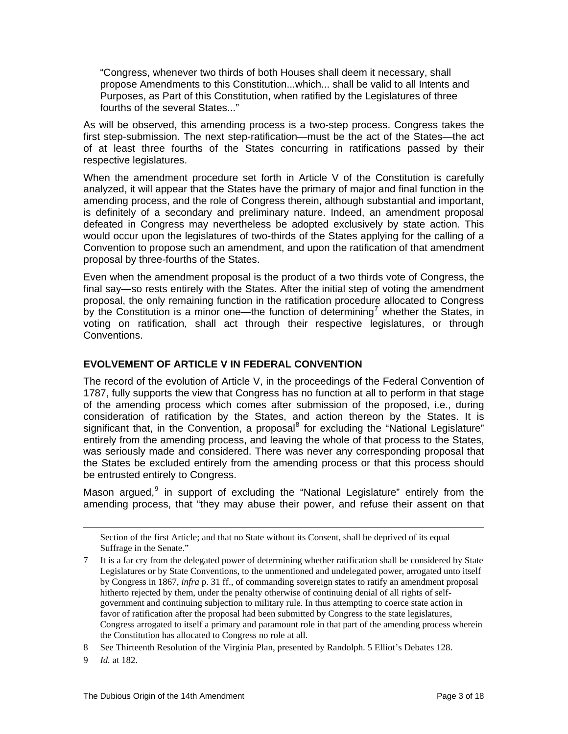"Congress, whenever two thirds of both Houses shall deem it necessary, shall propose Amendments to this Constitution...which... shall be valid to all Intents and Purposes, as Part of this Constitution, when ratified by the Legislatures of three fourths of the several States..."

As will be observed, this amending process is a two-step process. Congress takes the first step-submission. The next step-ratification—must be the act of the States—the act of at least three fourths of the States concurring in ratifications passed by their respective legislatures.

When the amendment procedure set forth in Article V of the Constitution is carefully analyzed, it will appear that the States have the primary of major and final function in the amending process, and the role of Congress therein, although substantial and important, is definitely of a secondary and preliminary nature. Indeed, an amendment proposal defeated in Congress may nevertheless be adopted exclusively by state action. This would occur upon the legislatures of two-thirds of the States applying for the calling of a Convention to propose such an amendment, and upon the ratification of that amendment proposal by three-fourths of the States.

Even when the amendment proposal is the product of a two thirds vote of Congress, the final say—so rests entirely with the States. After the initial step of voting the amendment proposal, the only remaining function in the ratification procedure allocated to Congress by the Constitution is a minor one—the function of determining[7] whether the States, in voting on ratification, shall act through their respective legislatures, or through Conventions.

## EVOLVEMENT OF ARTICLE V IN FEDERAL CONVENTION

The record of the evolution of Article V, in the proceedings of the Federal Convention of 1787, fully supports the view that Congress has no function at all to perform in that stage of the amending process which comes after submission of the proposed, i.e., during consideration of ratification by the States, and action thereon by the States. It is significant that, in the Convention, a proposal[8] for excluding the "National Legislature" entirely from the amending process, and leaving the whole of that process to the States, was seriously made and considered. There was never any corresponding proposal that the States be excluded entirely from the amending process or that this process should be entrusted entirely to Congress.

Mason argued,[9] in support of excluding the "National Legislature" entirely from the amending process, that "they may abuse their power, and refuse their assent on that

---

Section of the first Article; and that no State without its Consent, shall be deprived of its equal Suffrage in the Senate."

7 It is a far cry from the delegated power of determining whether ratification shall be considered by State Legislatures or by State Conventions, to the unmentioned and undelegated power, arrogated unto itself by Congress in 1867, *infra* p. 31 ff., of commanding sovereign states to ratify an amendment proposal hitherto rejected by them, under the penalty otherwise of continuing denial of all rights of self-government and continuing subjection to military rule. In thus attempting to coerce state action in favor of ratification after the proposal had been submitted by Congress to the state legislatures, Congress arrogated to itself a primary and paramount role in that part of the amending process wherein the Constitution has allocated to Congress no role at all.

8 See Thirteenth Resolution of the Virginia Plan, presented by Randolph. 5 Elliot's Debates 128.

9 *Id.* at 182.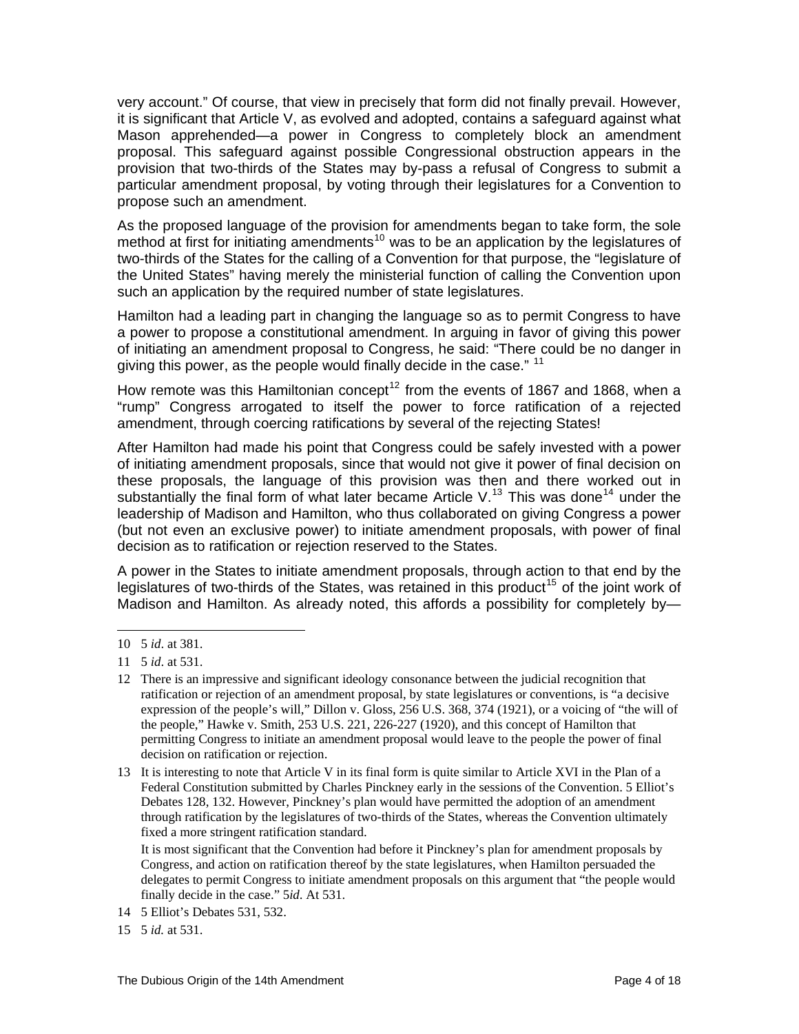very account." Of course, that view in precisely that form did not finally prevail. However, it is significant that Article V, as evolved and adopted, contains a safeguard against what Mason apprehended—a power in Congress to completely block an amendment proposal. This safeguard against possible Congressional obstruction appears in the provision that two-thirds of the States may by-pass a refusal of Congress to submit a particular amendment proposal, by voting through their legislatures for a Convention to propose such an amendment.

As the proposed language of the provision for amendments began to take form, the sole method at first for initiating amendments[10] was to be an application by the legislatures of two-thirds of the States for the calling of a Convention for that purpose, the "legislature of the United States" having merely the ministerial function of calling the Convention upon such an application by the required number of state legislatures.

Hamilton had a leading part in changing the language so as to permit Congress to have a power to propose a constitutional amendment. In arguing in favor of giving this power of initiating an amendment proposal to Congress, he said: "There could be no danger in giving this power, as the people would finally decide in the case." [11]

How remote was this Hamiltonian concept[12] from the events of 1867 and 1868, when a "rump" Congress arrogated to itself the power to force ratification of a rejected amendment, through coercing ratifications by several of the rejecting States!

After Hamilton had made his point that Congress could be safely invested with a power of initiating amendment proposals, since that would not give it power of final decision on these proposals, the language of this provision was then and there worked out in substantially the final form of what later became Article V.[13] This was done[14] under the leadership of Madison and Hamilton, who thus collaborated on giving Congress a power (but not even an exclusive power) to initiate amendment proposals, with power of final decision as to ratification or rejection reserved to the States.

A power in the States to initiate amendment proposals, through action to that end by the legislatures of two-thirds of the States, was retained in this product[15] of the joint work of Madison and Hamilton. As already noted, this affords a possibility for completely by—

---

10 5 *id*. at 381.

11 5 *id*. at 531.

12 There is an impressive and significant ideology consonance between the judicial recognition that ratification or rejection of an amendment proposal, by state legislatures or conventions, is "a decisive expression of the people's will," Dillon v. Gloss, 256 U.S. 368, 374 (1921), or a voicing of "the will of the people," Hawke v. Smith, 253 U.S. 221, 226-227 (1920), and this concept of Hamilton that permitting Congress to initiate an amendment proposal would leave to the people the power of final decision on ratification or rejection.

13 It is interesting to note that Article V in its final form is quite similar to Article XVI in the Plan of a Federal Constitution submitted by Charles Pinckney early in the sessions of the Convention. 5 Elliot's Debates 128, 132. However, Pinckney's plan would have permitted the adoption of an amendment through ratification by the legislatures of two-thirds of the States, whereas the Convention ultimately fixed a more stringent ratification standard.

It is most significant that the Convention had before it Pinckney's plan for amendment proposals by Congress, and action on ratification thereof by the state legislatures, when Hamilton persuaded the delegates to permit Congress to initiate amendment proposals on this argument that "the people would finally decide in the case." 5*id*. At 531.

14 5 Elliot's Debates 531, 532.

15 5 *id.* at 531.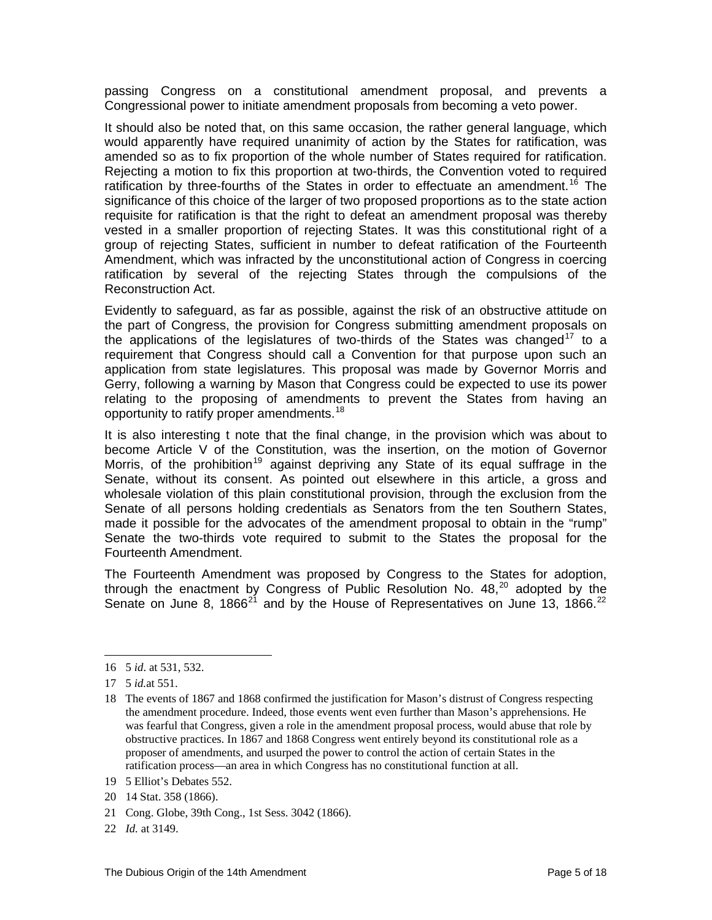passing Congress on a constitutional amendment proposal, and prevents a Congressional power to initiate amendment proposals from becoming a veto power.

It should also be noted that, on this same occasion, the rather general language, which would apparently have required unanimity of action by the States for ratification, was amended so as to fix proportion of the whole number of States required for ratification. Rejecting a motion to fix this proportion at two-thirds, the Convention voted to required ratification by three-fourths of the States in order to effectuate an amendment.[16] The significance of this choice of the larger of two proposed proportions as to the state action requisite for ratification is that the right to defeat an amendment proposal was thereby vested in a smaller proportion of rejecting States. It was this constitutional right of a group of rejecting States, sufficient in number to defeat ratification of the Fourteenth Amendment, which was infracted by the unconstitutional action of Congress in coercing ratification by several of the rejecting States through the compulsions of the Reconstruction Act.

Evidently to safeguard, as far as possible, against the risk of an obstructive attitude on the part of Congress, the provision for Congress submitting amendment proposals on the applications of the legislatures of two-thirds of the States was changed[17] to a requirement that Congress should call a Convention for that purpose upon such an application from state legislatures. This proposal was made by Governor Morris and Gerry, following a warning by Mason that Congress could be expected to use its power relating to the proposing of amendments to prevent the States from having an opportunity to ratify proper amendments.[18]

It is also interesting t note that the final change, in the provision which was about to become Article V of the Constitution, was the insertion, on the motion of Governor Morris, of the prohibition[19] against depriving any State of its equal suffrage in the Senate, without its consent. As pointed out elsewhere in this article, a gross and wholesale violation of this plain constitutional provision, through the exclusion from the Senate of all persons holding credentials as Senators from the ten Southern States, made it possible for the advocates of the amendment proposal to obtain in the "rump" Senate the two-thirds vote required to submit to the States the proposal for the Fourteenth Amendment.

The Fourteenth Amendment was proposed by Congress to the States for adoption, through the enactment by Congress of Public Resolution No. 48,[20] adopted by the Senate on June 8, 1866[21] and by the House of Representatives on June 13, 1866.[22]

---

16 5 *id*. at 531, 532.

17 5 *id.*at 551.

18 The events of 1867 and 1868 confirmed the justification for Mason's distrust of Congress respecting the amendment procedure. Indeed, those events went even further than Mason's apprehensions. He was fearful that Congress, given a role in the amendment proposal process, would abuse that role by obstructive practices. In 1867 and 1868 Congress went entirely beyond its constitutional role as a proposer of amendments, and usurped the power to control the action of certain States in the ratification process—an area in which Congress has no constitutional function at all.

19 5 Elliot's Debates 552.

20 14 Stat. 358 (1866).

21 Cong. Globe, 39th Cong., 1st Sess. 3042 (1866).

22 *Id.* at 3149.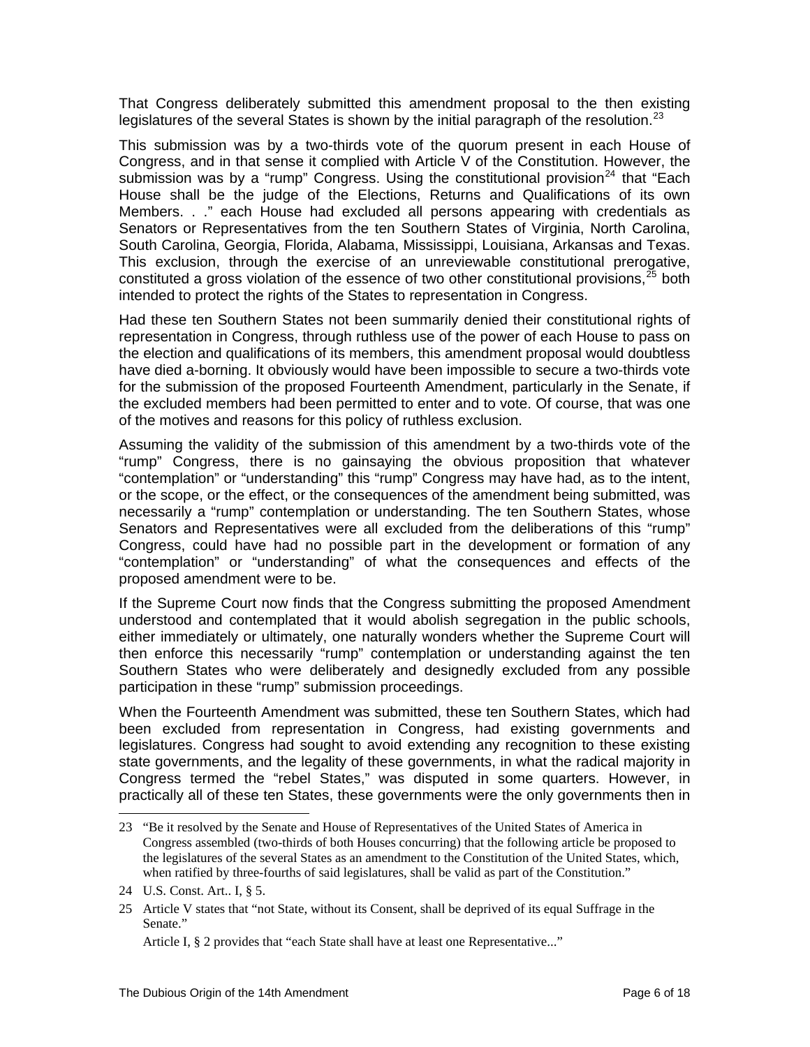That Congress deliberately submitted this amendment proposal to the then existing legislatures of the several States is shown by the initial paragraph of the resolution.[23]

This submission was by a two-thirds vote of the quorum present in each House of Congress, and in that sense it complied with Article V of the Constitution. However, the submission was by a "rump" Congress. Using the constitutional provision[24] that "Each House shall be the judge of the Elections, Returns and Qualifications of its own Members. . ." each House had excluded all persons appearing with credentials as Senators or Representatives from the ten Southern States of Virginia, North Carolina, South Carolina, Georgia, Florida, Alabama, Mississippi, Louisiana, Arkansas and Texas. This exclusion, through the exercise of an unreviewable constitutional prerogative, constituted a gross violation of the essence of two other constitutional provisions,[25] both intended to protect the rights of the States to representation in Congress.

Had these ten Southern States not been summarily denied their constitutional rights of representation in Congress, through ruthless use of the power of each House to pass on the election and qualifications of its members, this amendment proposal would doubtless have died a-borning. It obviously would have been impossible to secure a two-thirds vote for the submission of the proposed Fourteenth Amendment, particularly in the Senate, if the excluded members had been permitted to enter and to vote. Of course, that was one of the motives and reasons for this policy of ruthless exclusion.

Assuming the validity of the submission of this amendment by a two-thirds vote of the "rump" Congress, there is no gainsaying the obvious proposition that whatever "contemplation" or "understanding" this "rump" Congress may have had, as to the intent, or the scope, or the effect, or the consequences of the amendment being submitted, was necessarily a "rump" contemplation or understanding. The ten Southern States, whose Senators and Representatives were all excluded from the deliberations of this "rump" Congress, could have had no possible part in the development or formation of any "contemplation" or "understanding" of what the consequences and effects of the proposed amendment were to be.

If the Supreme Court now finds that the Congress submitting the proposed Amendment understood and contemplated that it would abolish segregation in the public schools, either immediately or ultimately, one naturally wonders whether the Supreme Court will then enforce this necessarily "rump" contemplation or understanding against the ten Southern States who were deliberately and designedly excluded from any possible participation in these "rump" submission proceedings.

When the Fourteenth Amendment was submitted, these ten Southern States, which had been excluded from representation in Congress, had existing governments and legislatures. Congress had sought to avoid extending any recognition to these existing state governments, and the legality of these governments, in what the radical majority in Congress termed the "rebel States," was disputed in some quarters. However, in practically all of these ten States, these governments were the only governments then in

---

23 "Be it resolved by the Senate and House of Representatives of the United States of America in Congress assembled (two-thirds of both Houses concurring) that the following article be proposed to the legislatures of the several States as an amendment to the Constitution of the United States, which, when ratified by three-fourths of said legislatures, shall be valid as part of the Constitution."

24 U.S. Const. Art.. I, § 5.

25 Article V states that "not State, without its Consent, shall be deprived of its equal Suffrage in the Senate."

Article I, § 2 provides that "each State shall have at least one Representative..."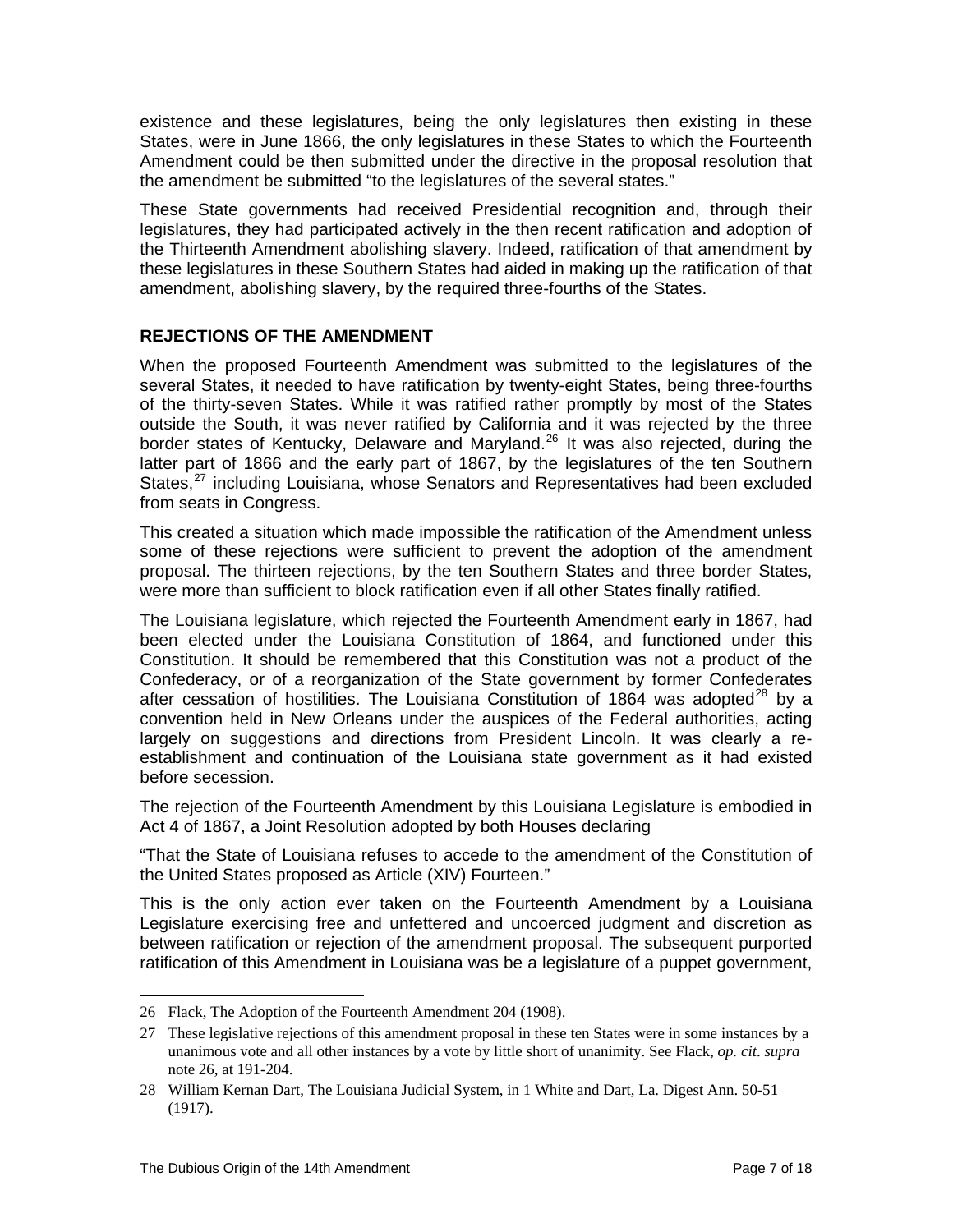existence and these legislatures, being the only legislatures then existing in these States, were in June 1866, the only legislatures in these States to which the Fourteenth Amendment could be then submitted under the directive in the proposal resolution that the amendment be submitted "to the legislatures of the several states."

These State governments had received Presidential recognition and, through their legislatures, they had participated actively in the then recent ratification and adoption of the Thirteenth Amendment abolishing slavery. Indeed, ratification of that amendment by these legislatures in these Southern States had aided in making up the ratification of that amendment, abolishing slavery, by the required three-fourths of the States.

## REJECTIONS OF THE AMENDMENT

When the proposed Fourteenth Amendment was submitted to the legislatures of the several States, it needed to have ratification by twenty-eight States, being three-fourths of the thirty-seven States. While it was ratified rather promptly by most of the States outside the South, it was never ratified by California and it was rejected by the three border states of Kentucky, Delaware and Maryland.[26] It was also rejected, during the latter part of 1866 and the early part of 1867, by the legislatures of the ten Southern States,[27] including Louisiana, whose Senators and Representatives had been excluded from seats in Congress.

This created a situation which made impossible the ratification of the Amendment unless some of these rejections were sufficient to prevent the adoption of the amendment proposal. The thirteen rejections, by the ten Southern States and three border States, were more than sufficient to block ratification even if all other States finally ratified.

The Louisiana legislature, which rejected the Fourteenth Amendment early in 1867, had been elected under the Louisiana Constitution of 1864, and functioned under this Constitution. It should be remembered that this Constitution was not a product of the Confederacy, or of a reorganization of the State government by former Confederates after cessation of hostilities. The Louisiana Constitution of 1864 was adopted[28] by a convention held in New Orleans under the auspices of the Federal authorities, acting largely on suggestions and directions from President Lincoln. It was clearly a re-establishment and continuation of the Louisiana state government as it had existed before secession.

The rejection of the Fourteenth Amendment by this Louisiana Legislature is embodied in Act 4 of 1867, a Joint Resolution adopted by both Houses declaring

"That the State of Louisiana refuses to accede to the amendment of the Constitution of the United States proposed as Article (XIV) Fourteen."

This is the only action ever taken on the Fourteenth Amendment by a Louisiana Legislature exercising free and unfettered and uncoerced judgment and discretion as between ratification or rejection of the amendment proposal. The subsequent purported ratification of this Amendment in Louisiana was be a legislature of a puppet government,

---

26 Flack, The Adoption of the Fourteenth Amendment 204 (1908).

27 These legislative rejections of this amendment proposal in these ten States were in some instances by a unanimous vote and all other instances by a vote by little short of unanimity. See Flack, *op. cit. supra* note 26, at 191-204.

28 William Kernan Dart, The Louisiana Judicial System, in 1 White and Dart, La. Digest Ann. 50-51 (1917).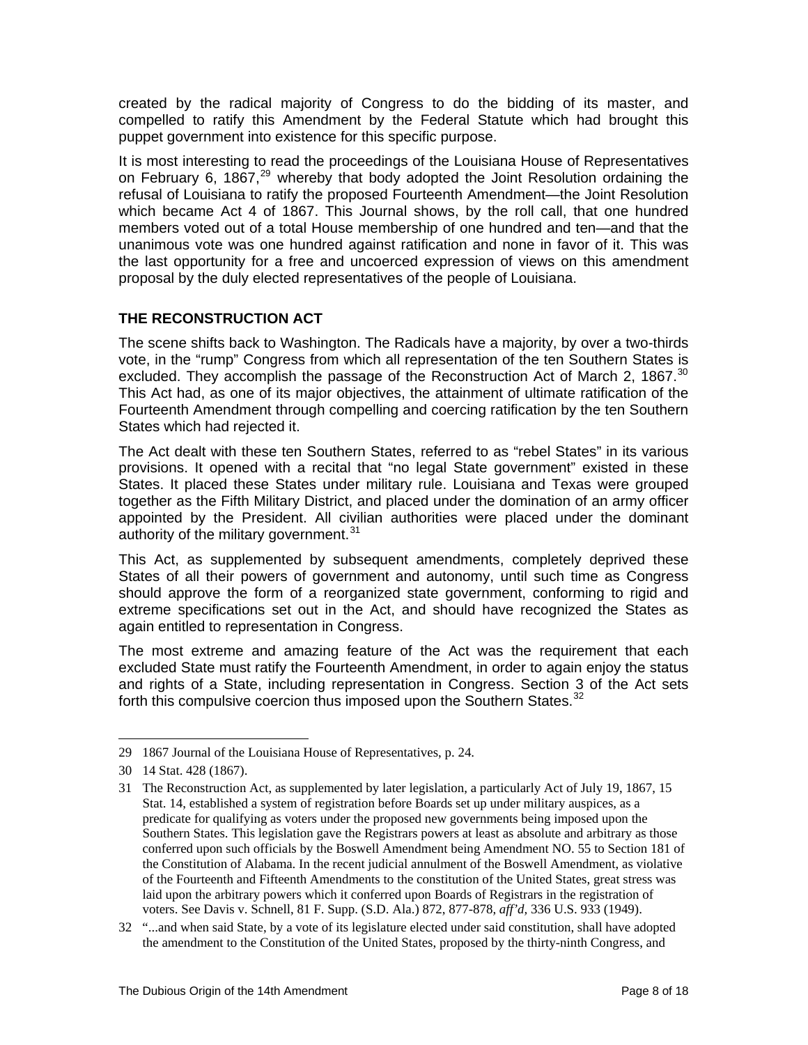created by the radical majority of Congress to do the bidding of its master, and compelled to ratify this Amendment by the Federal Statute which had brought this puppet government into existence for this specific purpose.

It is most interesting to read the proceedings of the Louisiana House of Representatives on February 6, 1867,[29] whereby that body adopted the Joint Resolution ordaining the refusal of Louisiana to ratify the proposed Fourteenth Amendment—the Joint Resolution which became Act 4 of 1867. This Journal shows, by the roll call, that one hundred members voted out of a total House membership of one hundred and ten—and that the unanimous vote was one hundred against ratification and none in favor of it. This was the last opportunity for a free and uncoerced expression of views on this amendment proposal by the duly elected representatives of the people of Louisiana.

## THE RECONSTRUCTION ACT

The scene shifts back to Washington. The Radicals have a majority, by over a two-thirds vote, in the "rump" Congress from which all representation of the ten Southern States is excluded. They accomplish the passage of the Reconstruction Act of March 2, 1867.[30] This Act had, as one of its major objectives, the attainment of ultimate ratification of the Fourteenth Amendment through compelling and coercing ratification by the ten Southern States which had rejected it.

The Act dealt with these ten Southern States, referred to as "rebel States" in its various provisions. It opened with a recital that "no legal State government" existed in these States. It placed these States under military rule. Louisiana and Texas were grouped together as the Fifth Military District, and placed under the domination of an army officer appointed by the President. All civilian authorities were placed under the dominant authority of the military government.[31]

This Act, as supplemented by subsequent amendments, completely deprived these States of all their powers of government and autonomy, until such time as Congress should approve the form of a reorganized state government, conforming to rigid and extreme specifications set out in the Act, and should have recognized the States as again entitled to representation in Congress.

The most extreme and amazing feature of the Act was the requirement that each excluded State must ratify the Fourteenth Amendment, in order to again enjoy the status and rights of a State, including representation in Congress. Section 3 of the Act sets forth this compulsive coercion thus imposed upon the Southern States.[32]

---

29 1867 Journal of the Louisiana House of Representatives, p. 24.

30 14 Stat. 428 (1867).

31 The Reconstruction Act, as supplemented by later legislation, a particularly Act of July 19, 1867, 15 Stat. 14, established a system of registration before Boards set up under military auspices, as a predicate for qualifying as voters under the proposed new governments being imposed upon the Southern States. This legislation gave the Registrars powers at least as absolute and arbitrary as those conferred upon such officials by the Boswell Amendment being Amendment NO. 55 to Section 181 of the Constitution of Alabama. In the recent judicial annulment of the Boswell Amendment, as violative of the Fourteenth and Fifteenth Amendments to the constitution of the United States, great stress was laid upon the arbitrary powers which it conferred upon Boards of Registrars in the registration of voters. See Davis v. Schnell, 81 F. Supp. (S.D. Ala.) 872, 877-878, *aff'd*, 336 U.S. 933 (1949).

32 "...and when said State, by a vote of its legislature elected under said constitution, shall have adopted the amendment to the Constitution of the United States, proposed by the thirty-ninth Congress, and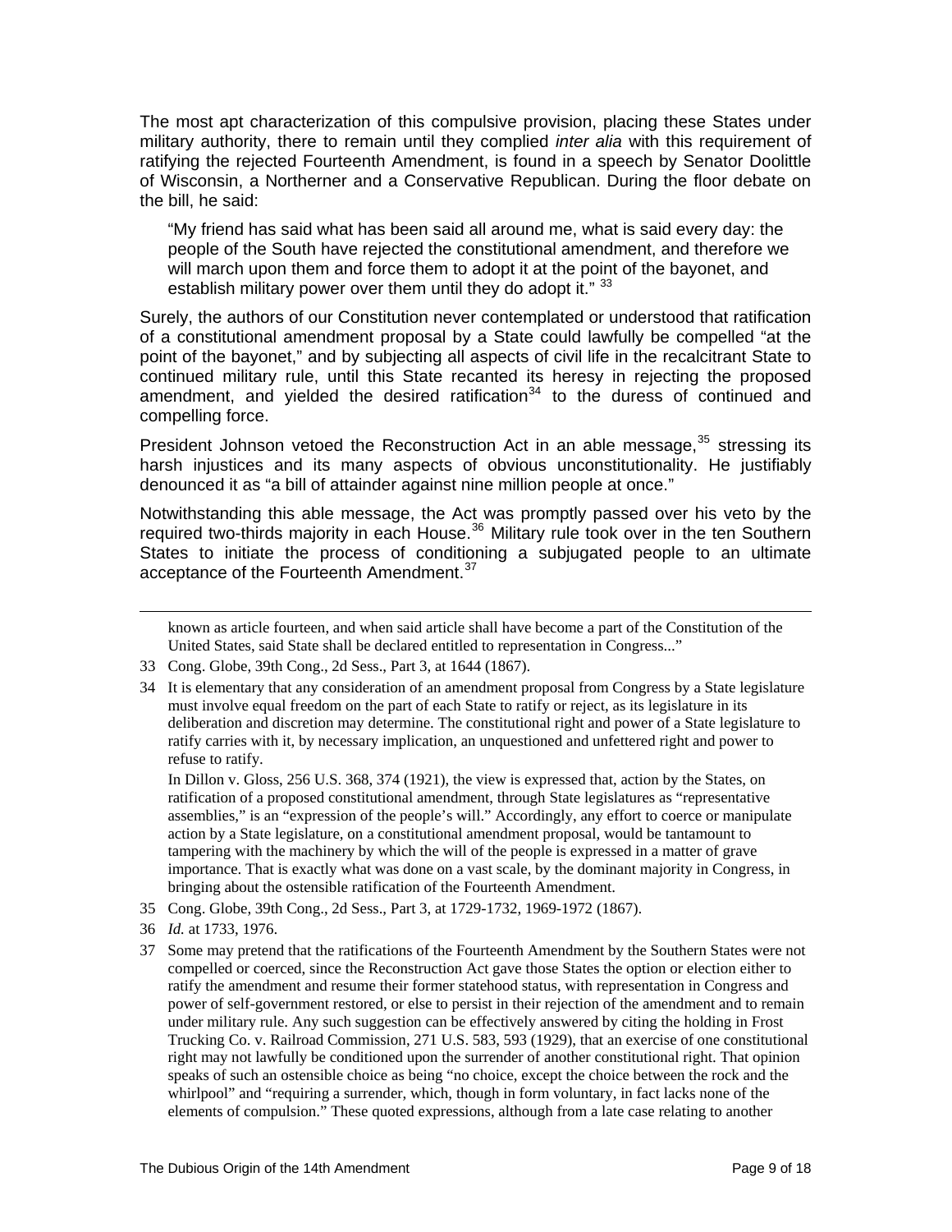The most apt characterization of this compulsive provision, placing these States under military authority, there to remain until they complied *inter alia* with this requirement of ratifying the rejected Fourteenth Amendment, is found in a speech by Senator Doolittle of Wisconsin, a Northerner and a Conservative Republican. During the floor debate on the bill, he said:

> "My friend has said what has been said all around me, what is said every day: the people of the South have rejected the constitutional amendment, and therefore we will march upon them and force them to adopt it at the point of the bayonet, and establish military power over them until they do adopt it." [33]

Surely, the authors of our Constitution never contemplated or understood that ratification of a constitutional amendment proposal by a State could lawfully be compelled "at the point of the bayonet," and by subjecting all aspects of civil life in the recalcitrant State to continued military rule, until this State recanted its heresy in rejecting the proposed amendment, and yielded the desired ratification[34] to the duress of continued and compelling force.

President Johnson vetoed the Reconstruction Act in an able message,[35] stressing its harsh injustices and its many aspects of obvious unconstitutionality. He justifiably denounced it as "a bill of attainder against nine million people at once."

Notwithstanding this able message, the Act was promptly passed over his veto by the required two-thirds majority in each House.[36] Military rule took over in the ten Southern States to initiate the process of conditioning a subjugated people to an ultimate acceptance of the Fourteenth Amendment.[37]

---

known as article fourteen, and when said article shall have become a part of the Constitution of the United States, said State shall be declared entitled to representation in Congress..."

33 Cong. Globe, 39th Cong., 2d Sess., Part 3, at 1644 (1867).

34 It is elementary that any consideration of an amendment proposal from Congress by a State legislature must involve equal freedom on the part of each State to ratify or reject, as its legislature in its deliberation and discretion may determine. The constitutional right and power of a State legislature to ratify carries with it, by necessary implication, an unquestioned and unfettered right and power to refuse to ratify.

In Dillon v. Gloss, 256 U.S. 368, 374 (1921), the view is expressed that, action by the States, on ratification of a proposed constitutional amendment, through State legislatures as "representative assemblies," is an "expression of the people's will." Accordingly, any effort to coerce or manipulate action by a State legislature, on a constitutional amendment proposal, would be tantamount to tampering with the machinery by which the will of the people is expressed in a matter of grave importance. That is exactly what was done on a vast scale, by the dominant majority in Congress, in bringing about the ostensible ratification of the Fourteenth Amendment.

35 Cong. Globe, 39th Cong., 2d Sess., Part 3, at 1729-1732, 1969-1972 (1867).

36 *Id.* at 1733, 1976.

37 Some may pretend that the ratifications of the Fourteenth Amendment by the Southern States were not compelled or coerced, since the Reconstruction Act gave those States the option or election either to ratify the amendment and resume their former statehood status, with representation in Congress and power of self-government restored, or else to persist in their rejection of the amendment and to remain under military rule. Any such suggestion can be effectively answered by citing the holding in Frost Trucking Co. v. Railroad Commission, 271 U.S. 583, 593 (1929), that an exercise of one constitutional right may not lawfully be conditioned upon the surrender of another constitutional right. That opinion speaks of such an ostensible choice as being "no choice, except the choice between the rock and the whirlpool" and "requiring a surrender, which, though in form voluntary, in fact lacks none of the elements of compulsion." These quoted expressions, although from a late case relating to another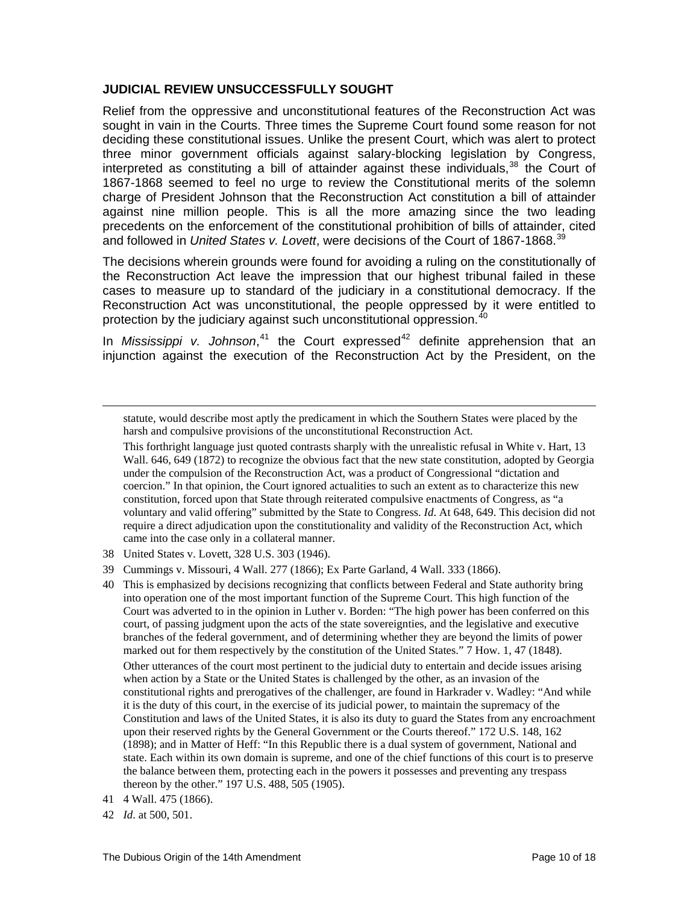## JUDICIAL REVIEW UNSUCCESSFULLY SOUGHT

Relief from the oppressive and unconstitutional features of the Reconstruction Act was sought in vain in the Courts. Three times the Supreme Court found some reason for not deciding these constitutional issues. Unlike the present Court, which was alert to protect three minor government officials against salary-blocking legislation by Congress, interpreted as constituting a bill of attainder against these individuals,[38] the Court of 1867-1868 seemed to feel no urge to review the Constitutional merits of the solemn charge of President Johnson that the Reconstruction Act constitution a bill of attainder against nine million people. This is all the more amazing since the two leading precedents on the enforcement of the constitutional prohibition of bills of attainder, cited and followed in *United States v. Lovett*, were decisions of the Court of 1867-1868.[39]

The decisions wherein grounds were found for avoiding a ruling on the constitutionally of the Reconstruction Act leave the impression that our highest tribunal failed in these cases to measure up to standard of the judiciary in a constitutional democracy. If the Reconstruction Act was unconstitutional, the people oppressed by it were entitled to protection by the judiciary against such unconstitutional oppression.[40]

In *Mississippi v. Johnson*,[41] the Court expressed[42] definite apprehension that an injunction against the execution of the Reconstruction Act by the President, on the

---

statute, would describe most aptly the predicament in which the Southern States were placed by the harsh and compulsive provisions of the unconstitutional Reconstruction Act.

This forthright language just quoted contrasts sharply with the unrealistic refusal in White v. Hart, 13 Wall. 646, 649 (1872) to recognize the obvious fact that the new state constitution, adopted by Georgia under the compulsion of the Reconstruction Act, was a product of Congressional "dictation and coercion." In that opinion, the Court ignored actualities to such an extent as to characterize this new constitution, forced upon that State through reiterated compulsive enactments of Congress, as "a voluntary and valid offering" submitted by the State to Congress. *Id*. At 648, 649. This decision did not require a direct adjudication upon the constitutionality and validity of the Reconstruction Act, which came into the case only in a collateral manner.

38 United States v. Lovett, 328 U.S. 303 (1946).

39 Cummings v. Missouri, 4 Wall. 277 (1866); Ex Parte Garland, 4 Wall. 333 (1866).

40 This is emphasized by decisions recognizing that conflicts between Federal and State authority bring into operation one of the most important function of the Supreme Court. This high function of the Court was adverted to in the opinion in Luther v. Borden: "The high power has been conferred on this court, of passing judgment upon the acts of the state sovereignties, and the legislative and executive branches of the federal government, and of determining whether they are beyond the limits of power marked out for them respectively by the constitution of the United States." 7 How. 1, 47 (1848).

Other utterances of the court most pertinent to the judicial duty to entertain and decide issues arising when action by a State or the United States is challenged by the other, as an invasion of the constitutional rights and prerogatives of the challenger, are found in Harkrader v. Wadley: "And while it is the duty of this court, in the exercise of its judicial power, to maintain the supremacy of the Constitution and laws of the United States, it is also its duty to guard the States from any encroachment upon their reserved rights by the General Government or the Courts thereof." 172 U.S. 148, 162 (1898); and in Matter of Heff: "In this Republic there is a dual system of government, National and state. Each within its own domain is supreme, and one of the chief functions of this court is to preserve the balance between them, protecting each in the powers it possesses and preventing any trespass thereon by the other." 197 U.S. 488, 505 (1905).

41 4 Wall. 475 (1866).

42 *Id*. at 500, 501.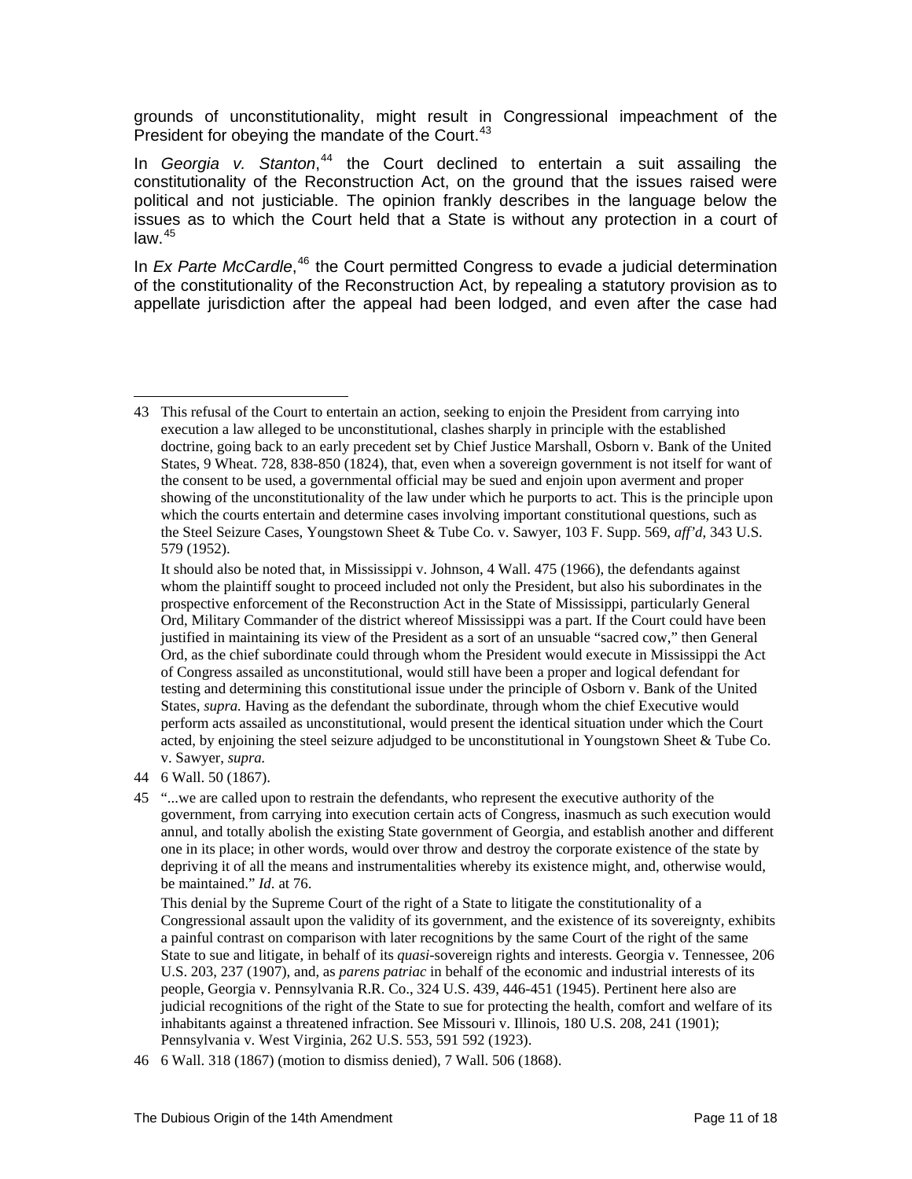grounds of unconstitutionality, might result in Congressional impeachment of the President for obeying the mandate of the Court.[43]

In *Georgia v. Stanton*,[44] the Court declined to entertain a suit assailing the constitutionality of the Reconstruction Act, on the ground that the issues raised were political and not justiciable. The opinion frankly describes in the language below the issues as to which the Court held that a State is without any protection in a court of law.[45]

In *Ex Parte McCardle*,[46] the Court permitted Congress to evade a judicial determination of the constitutionality of the Reconstruction Act, by repealing a statutory provision as to appellate jurisdiction after the appeal had been lodged, and even after the case had

---

43 This refusal of the Court to entertain an action, seeking to enjoin the President from carrying into execution a law alleged to be unconstitutional, clashes sharply in principle with the established doctrine, going back to an early precedent set by Chief Justice Marshall, Osborn v. Bank of the United States, 9 Wheat. 728, 838-850 (1824), that, even when a sovereign government is not itself for want of the consent to be used, a governmental official may be sued and enjoin upon averment and proper showing of the unconstitutionality of the law under which he purports to act. This is the principle upon which the courts entertain and determine cases involving important constitutional questions, such as the Steel Seizure Cases, Youngstown Sheet & Tube Co. v. Sawyer, 103 F. Supp. 569, *aff'd*, 343 U.S. 579 (1952).

It should also be noted that, in Mississippi v. Johnson, 4 Wall. 475 (1966), the defendants against whom the plaintiff sought to proceed included not only the President, but also his subordinates in the prospective enforcement of the Reconstruction Act in the State of Mississippi, particularly General Ord, Military Commander of the district whereof Mississippi was a part. If the Court could have been justified in maintaining its view of the President as a sort of an unsuable "sacred cow," then General Ord, as the chief subordinate could through whom the President would execute in Mississippi the Act of Congress assailed as unconstitutional, would still have been a proper and logical defendant for testing and determining this constitutional issue under the principle of Osborn v. Bank of the United States, *supra.* Having as the defendant the subordinate, through whom the chief Executive would perform acts assailed as unconstitutional, would present the identical situation under which the Court acted, by enjoining the steel seizure adjudged to be unconstitutional in Youngstown Sheet & Tube Co. v. Sawyer, *supra.*

44 6 Wall. 50 (1867).

45 "...we are called upon to restrain the defendants, who represent the executive authority of the government, from carrying into execution certain acts of Congress, inasmuch as such execution would annul, and totally abolish the existing State government of Georgia, and establish another and different one in its place; in other words, would over throw and destroy the corporate existence of the state by depriving it of all the means and instrumentalities whereby its existence might, and, otherwise would, be maintained." *Id*. at 76.

This denial by the Supreme Court of the right of a State to litigate the constitutionality of a Congressional assault upon the validity of its government, and the existence of its sovereignty, exhibits a painful contrast on comparison with later recognitions by the same Court of the right of the same State to sue and litigate, in behalf of its *quasi*-sovereign rights and interests. Georgia v. Tennessee, 206 U.S. 203, 237 (1907), and, as *parens patriac* in behalf of the economic and industrial interests of its people, Georgia v. Pennsylvania R.R. Co., 324 U.S. 439, 446-451 (1945). Pertinent here also are judicial recognitions of the right of the State to sue for protecting the health, comfort and welfare of its inhabitants against a threatened infraction. See Missouri v. Illinois, 180 U.S. 208, 241 (1901); Pennsylvania v. West Virginia, 262 U.S. 553, 591 592 (1923).

46 6 Wall. 318 (1867) (motion to dismiss denied), 7 Wall. 506 (1868).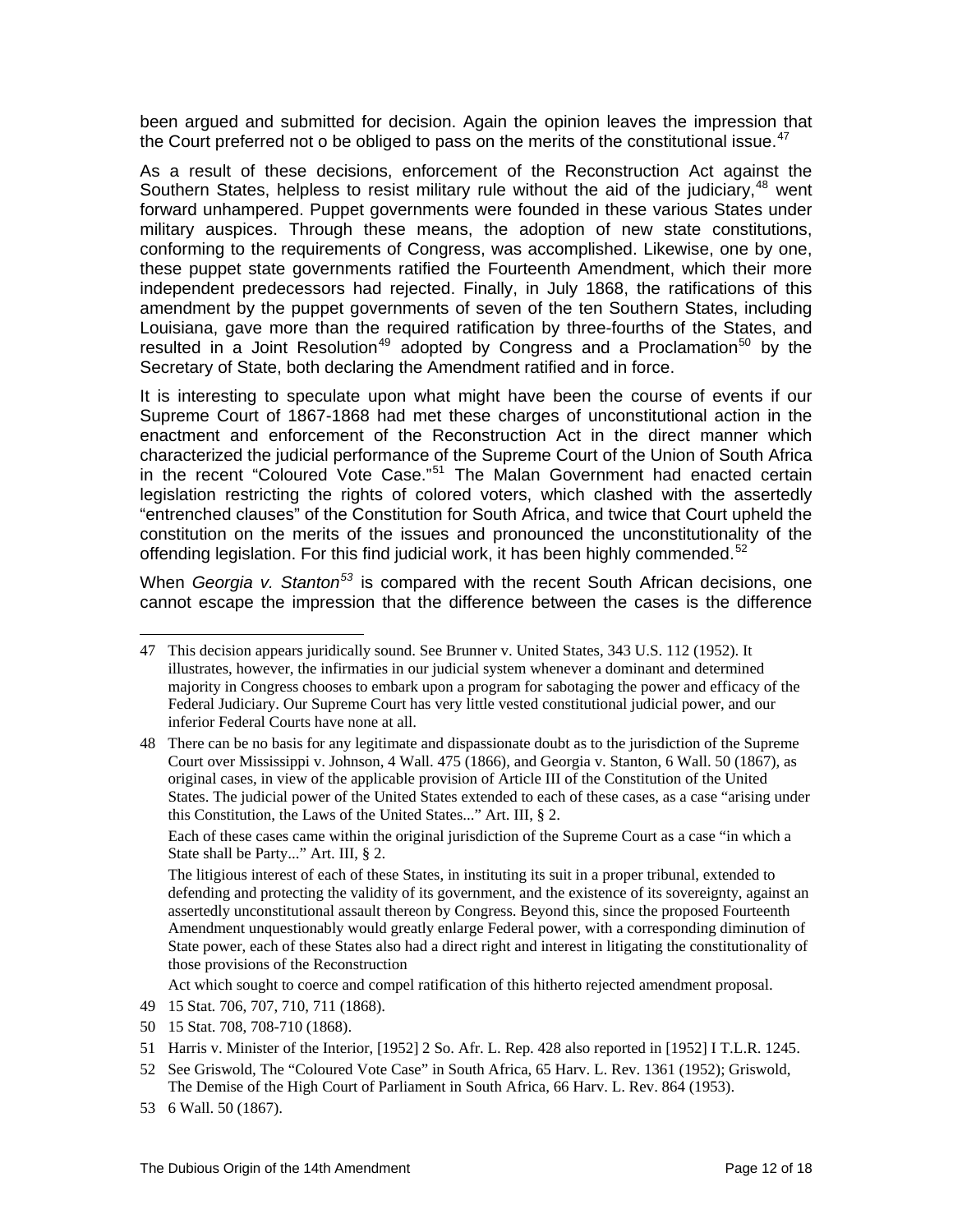been argued and submitted for decision. Again the opinion leaves the impression that the Court preferred not o be obliged to pass on the merits of the constitutional issue.[47]

As a result of these decisions, enforcement of the Reconstruction Act against the Southern States, helpless to resist military rule without the aid of the judiciary,[48] went forward unhampered. Puppet governments were founded in these various States under military auspices. Through these means, the adoption of new state constitutions, conforming to the requirements of Congress, was accomplished. Likewise, one by one, these puppet state governments ratified the Fourteenth Amendment, which their more independent predecessors had rejected. Finally, in July 1868, the ratifications of this amendment by the puppet governments of seven of the ten Southern States, including Louisiana, gave more than the required ratification by three-fourths of the States, and resulted in a Joint Resolution[49] adopted by Congress and a Proclamation[50] by the Secretary of State, both declaring the Amendment ratified and in force.

It is interesting to speculate upon what might have been the course of events if our Supreme Court of 1867-1868 had met these charges of unconstitutional action in the enactment and enforcement of the Reconstruction Act in the direct manner which characterized the judicial performance of the Supreme Court of the Union of South Africa in the recent "Coloured Vote Case."[51] The Malan Government had enacted certain legislation restricting the rights of colored voters, which clashed with the assertedly "entrenched clauses" of the Constitution for South Africa, and twice that Court upheld the constitution on the merits of the issues and pronounced the unconstitutionality of the offending legislation. For this find judicial work, it has been highly commended.[52]

When *Georgia v. Stanton*[53] is compared with the recent South African decisions, one cannot escape the impression that the difference between the cases is the difference

---

47 This decision appears juridically sound. See Brunner v. United States, 343 U.S. 112 (1952). It illustrates, however, the infirmaties in our judicial system whenever a dominant and determined majority in Congress chooses to embark upon a program for sabotaging the power and efficacy of the Federal Judiciary. Our Supreme Court has very little vested constitutional judicial power, and our inferior Federal Courts have none at all.

48 There can be no basis for any legitimate and dispassionate doubt as to the jurisdiction of the Supreme Court over Mississippi v. Johnson, 4 Wall. 475 (1866), and Georgia v. Stanton, 6 Wall. 50 (1867), as original cases, in view of the applicable provision of Article III of the Constitution of the United States. The judicial power of the United States extended to each of these cases, as a case "arising under this Constitution, the Laws of the United States..." Art. III, § 2.

Each of these cases came within the original jurisdiction of the Supreme Court as a case "in which a State shall be Party..." Art. III, § 2.

The litigious interest of each of these States, in instituting its suit in a proper tribunal, extended to defending and protecting the validity of its government, and the existence of its sovereignty, against an assertedly unconstitutional assault thereon by Congress. Beyond this, since the proposed Fourteenth Amendment unquestionably would greatly enlarge Federal power, with a corresponding diminution of State power, each of these States also had a direct right and interest in litigating the constitutionality of those provisions of the Reconstruction Act which sought to coerce and compel ratification of this hitherto rejected amendment proposal.

49 15 Stat. 706, 707, 710, 711 (1868).

50 15 Stat. 708, 708-710 (1868).

51 Harris v. Minister of the Interior, [1952] 2 So. Afr. L. Rep. 428 also reported in [1952] I T.L.R. 1245.

52 See Griswold, The "Coloured Vote Case" in South Africa, 65 Harv. L. Rev. 1361 (1952); Griswold, The Demise of the High Court of Parliament in South Africa, 66 Harv. L. Rev. 864 (1953).

53 6 Wall. 50 (1867).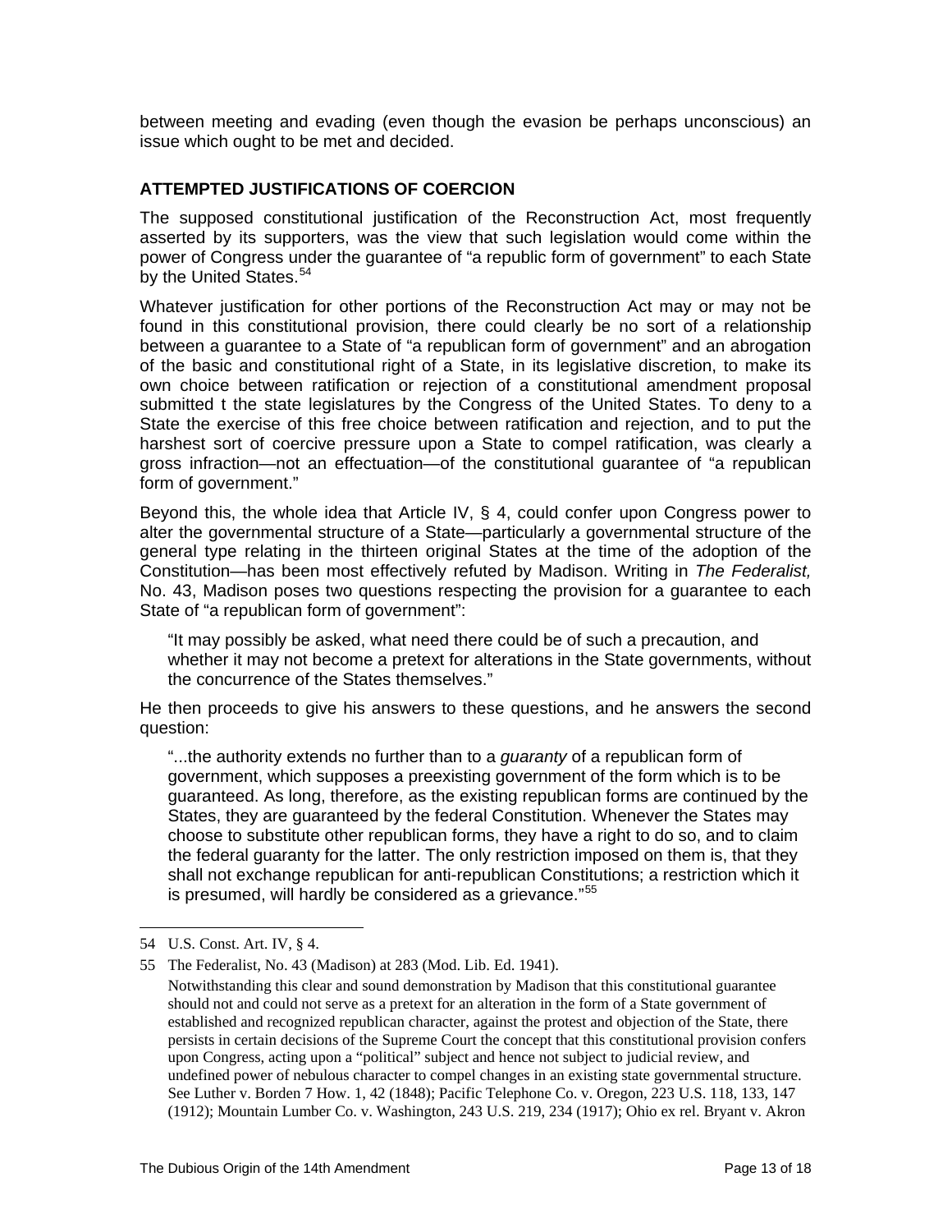between meeting and evading (even though the evasion be perhaps unconscious) an issue which ought to be met and decided.

### ATTEMPTED JUSTIFICATIONS OF COERCION

The supposed constitutional justification of the Reconstruction Act, most frequently asserted by its supporters, was the view that such legislation would come within the power of Congress under the guarantee of "a republic form of government" to each State by the United States.[54]

Whatever justification for other portions of the Reconstruction Act may or may not be found in this constitutional provision, there could clearly be no sort of a relationship between a guarantee to a State of "a republican form of government" and an abrogation of the basic and constitutional right of a State, in its legislative discretion, to make its own choice between ratification or rejection of a constitutional amendment proposal submitted t the state legislatures by the Congress of the United States. To deny to a State the exercise of this free choice between ratification and rejection, and to put the harshest sort of coercive pressure upon a State to compel ratification, was clearly a gross infraction—not an effectuation—of the constitutional guarantee of "a republican form of government."

Beyond this, the whole idea that Article IV, § 4, could confer upon Congress power to alter the governmental structure of a State—particularly a governmental structure of the general type relating in the thirteen original States at the time of the adoption of the Constitution—has been most effectively refuted by Madison. Writing in *The Federalist,* No. 43, Madison poses two questions respecting the provision for a guarantee to each State of "a republican form of government":

> "It may possibly be asked, what need there could be of such a precaution, and whether it may not become a pretext for alterations in the State governments, without the concurrence of the States themselves."

He then proceeds to give his answers to these questions, and he answers the second question:

> "...the authority extends no further than to a *guaranty* of a republican form of government, which supposes a preexisting government of the form which is to be guaranteed. As long, therefore, as the existing republican forms are continued by the States, they are guaranteed by the federal Constitution. Whenever the States may choose to substitute other republican forms, they have a right to do so, and to claim the federal guaranty for the latter. The only restriction imposed on them is, that they shall not exchange republican for anti-republican Constitutions; a restriction which it is presumed, will hardly be considered as a grievance."[55]

---

54 U.S. Const. Art. IV, § 4.

55 The Federalist, No. 43 (Madison) at 283 (Mod. Lib. Ed. 1941).
Notwithstanding this clear and sound demonstration by Madison that this constitutional guarantee should not and could not serve as a pretext for an alteration in the form of a State government of established and recognized republican character, against the protest and objection of the State, there persists in certain decisions of the Supreme Court the concept that this constitutional provision confers upon Congress, acting upon a "political" subject and hence not subject to judicial review, and undefined power of nebulous character to compel changes in an existing state governmental structure. See Luther v. Borden 7 How. 1, 42 (1848); Pacific Telephone Co. v. Oregon, 223 U.S. 118, 133, 147 (1912); Mountain Lumber Co. v. Washington, 243 U.S. 219, 234 (1917); Ohio ex rel. Bryant v. Akron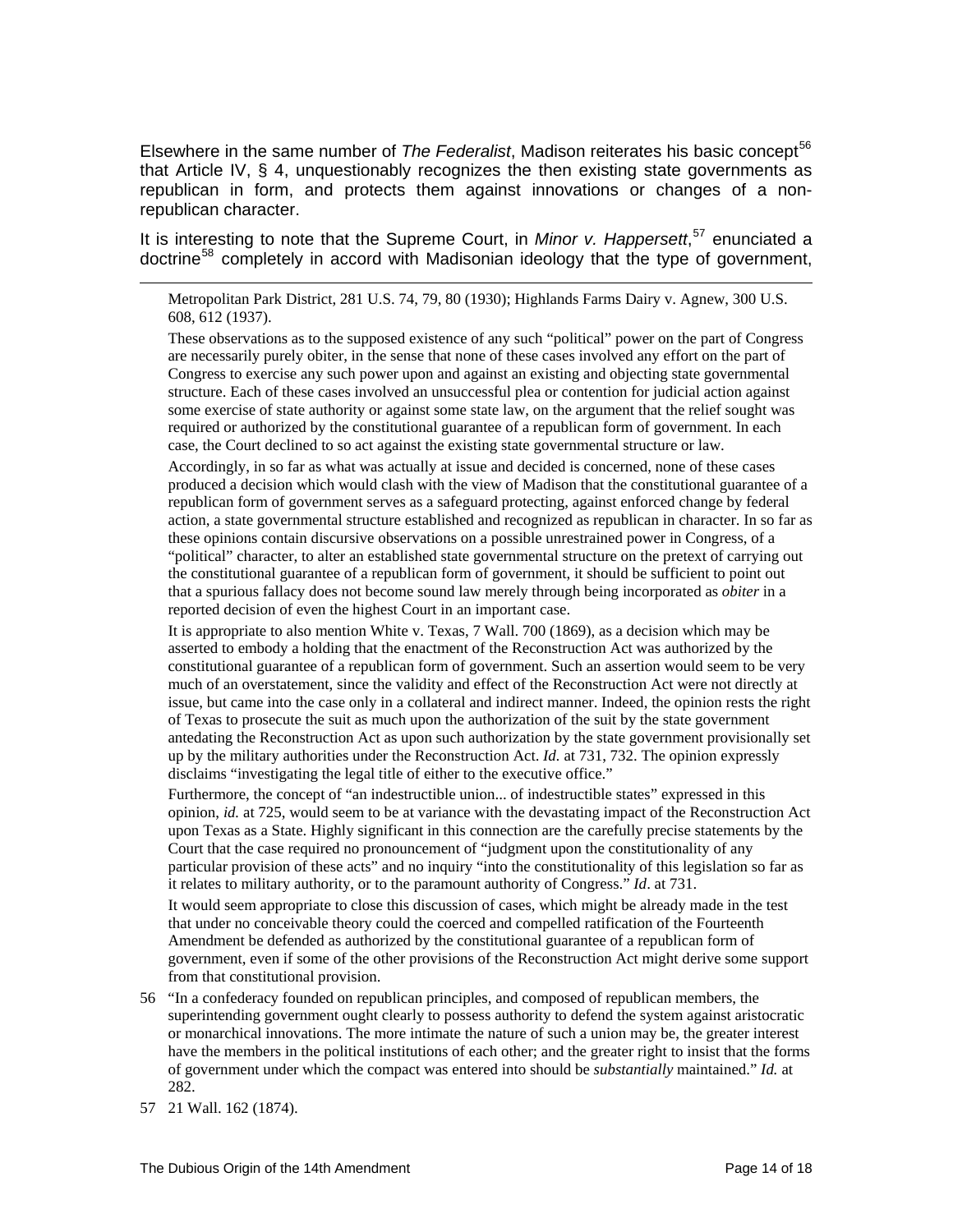Elsewhere in the same number of *The Federalist*, Madison reiterates his basic concept[56] that Article IV, § 4, unquestionably recognizes the then existing state governments as republican in form, and protects them against innovations or changes of a non-republican character.

It is interesting to note that the Supreme Court, in *Minor v. Happersett*,[57] enunciated a doctrine[58] completely in accord with Madisonian ideology that the type of government,

---

Metropolitan Park District, 281 U.S. 74, 79, 80 (1930); Highlands Farms Dairy v. Agnew, 300 U.S. 608, 612 (1937).

These observations as to the supposed existence of any such "political" power on the part of Congress are necessarily purely obiter, in the sense that none of these cases involved any effort on the part of Congress to exercise any such power upon and against an existing and objecting state governmental structure. Each of these cases involved an unsuccessful plea or contention for judicial action against some exercise of state authority or against some state law, on the argument that the relief sought was required or authorized by the constitutional guarantee of a republican form of government. In each case, the Court declined to so act against the existing state governmental structure or law.

Accordingly, in so far as what was actually at issue and decided is concerned, none of these cases produced a decision which would clash with the view of Madison that the constitutional guarantee of a republican form of government serves as a safeguard protecting, against enforced change by federal action, a state governmental structure established and recognized as republican in character. In so far as these opinions contain discursive observations on a possible unrestrained power in Congress, of a "political" character, to alter an established state governmental structure on the pretext of carrying out the constitutional guarantee of a republican form of government, it should be sufficient to point out that a spurious fallacy does not become sound law merely through being incorporated as *obiter* in a reported decision of even the highest Court in an important case.

It is appropriate to also mention White v. Texas, 7 Wall. 700 (1869), as a decision which may be asserted to embody a holding that the enactment of the Reconstruction Act was authorized by the constitutional guarantee of a republican form of government. Such an assertion would seem to be very much of an overstatement, since the validity and effect of the Reconstruction Act were not directly at issue, but came into the case only in a collateral and indirect manner. Indeed, the opinion rests the right of Texas to prosecute the suit as much upon the authorization of the suit by the state government antedating the Reconstruction Act as upon such authorization by the state government provisionally set up by the military authorities under the Reconstruction Act. *Id.* at 731, 732. The opinion expressly disclaims "investigating the legal title of either to the executive office."

Furthermore, the concept of "an indestructible union... of indestructible states" expressed in this opinion, *id.* at 725, would seem to be at variance with the devastating impact of the Reconstruction Act upon Texas as a State. Highly significant in this connection are the carefully precise statements by the Court that the case required no pronouncement of "judgment upon the constitutionality of any particular provision of these acts" and no inquiry "into the constitutionality of this legislation so far as it relates to military authority, or to the paramount authority of Congress." *Id*. at 731.

It would seem appropriate to close this discussion of cases, which might be already made in the test that under no conceivable theory could the coerced and compelled ratification of the Fourteenth Amendment be defended as authorized by the constitutional guarantee of a republican form of government, even if some of the other provisions of the Reconstruction Act might derive some support from that constitutional provision.

56 "In a confederacy founded on republican principles, and composed of republican members, the superintending government ought clearly to possess authority to defend the system against aristocratic or monarchical innovations. The more intimate the nature of such a union may be, the greater interest have the members in the political institutions of each other; and the greater right to insist that the forms of government under which the compact was entered into should be *substantially* maintained." *Id.* at 282.

57 21 Wall. 162 (1874).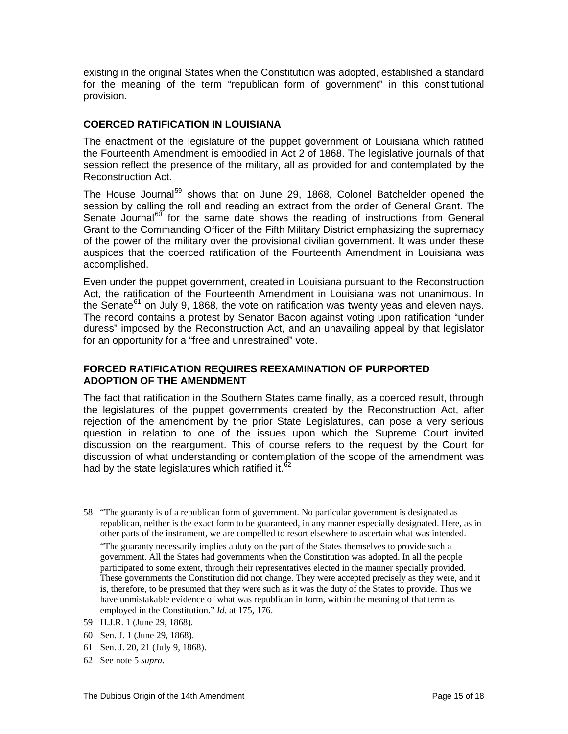existing in the original States when the Constitution was adopted, established a standard for the meaning of the term "republican form of government" in this constitutional provision.

### COERCED RATIFICATION IN LOUISIANA

The enactment of the legislature of the puppet government of Louisiana which ratified the Fourteenth Amendment is embodied in Act 2 of 1868. The legislative journals of that session reflect the presence of the military, all as provided for and contemplated by the Reconstruction Act.

The House Journal[59] shows that on June 29, 1868, Colonel Batchelder opened the session by calling the roll and reading an extract from the order of General Grant. The Senate Journal[60] for the same date shows the reading of instructions from General Grant to the Commanding Officer of the Fifth Military District emphasizing the supremacy of the power of the military over the provisional civilian government. It was under these auspices that the coerced ratification of the Fourteenth Amendment in Louisiana was accomplished.

Even under the puppet government, created in Louisiana pursuant to the Reconstruction Act, the ratification of the Fourteenth Amendment in Louisiana was not unanimous. In the Senate[61] on July 9, 1868, the vote on ratification was twenty yeas and eleven nays. The record contains a protest by Senator Bacon against voting upon ratification "under duress" imposed by the Reconstruction Act, and an unavailing appeal by that legislator for an opportunity for a "free and unrestrained" vote.

### FORCED RATIFICATION REQUIRES REEXAMINATION OF PURPORTED ADOPTION OF THE AMENDMENT

The fact that ratification in the Southern States came finally, as a coerced result, through the legislatures of the puppet governments created by the Reconstruction Act, after rejection of the amendment by the prior State Legislatures, can pose a very serious question in relation to one of the issues upon which the Supreme Court invited discussion on the reargument. This of course refers to the request by the Court for discussion of what understanding or contemplation of the scope of the amendment was had by the state legislatures which ratified it.[62]

---

58 "The guaranty is of a republican form of government. No particular government is designated as republican, neither is the exact form to be guaranteed, in any manner especially designated. Here, as in other parts of the instrument, we are compelled to resort elsewhere to ascertain what was intended.

"The guaranty necessarily implies a duty on the part of the States themselves to provide such a government. All the States had governments when the Constitution was adopted. In all the people participated to some extent, through their representatives elected in the manner specially provided. These governments the Constitution did not change. They were accepted precisely as they were, and it is, therefore, to be presumed that they were such as it was the duty of the States to provide. Thus we have unmistakable evidence of what was republican in form, within the meaning of that term as employed in the Constitution." *Id*. at 175, 176.

59 H.J.R. 1 (June 29, 1868).

60 Sen. J. 1 (June 29, 1868).

61 Sen. J. 20, 21 (July 9, 1868).

62 See note 5 *supra*.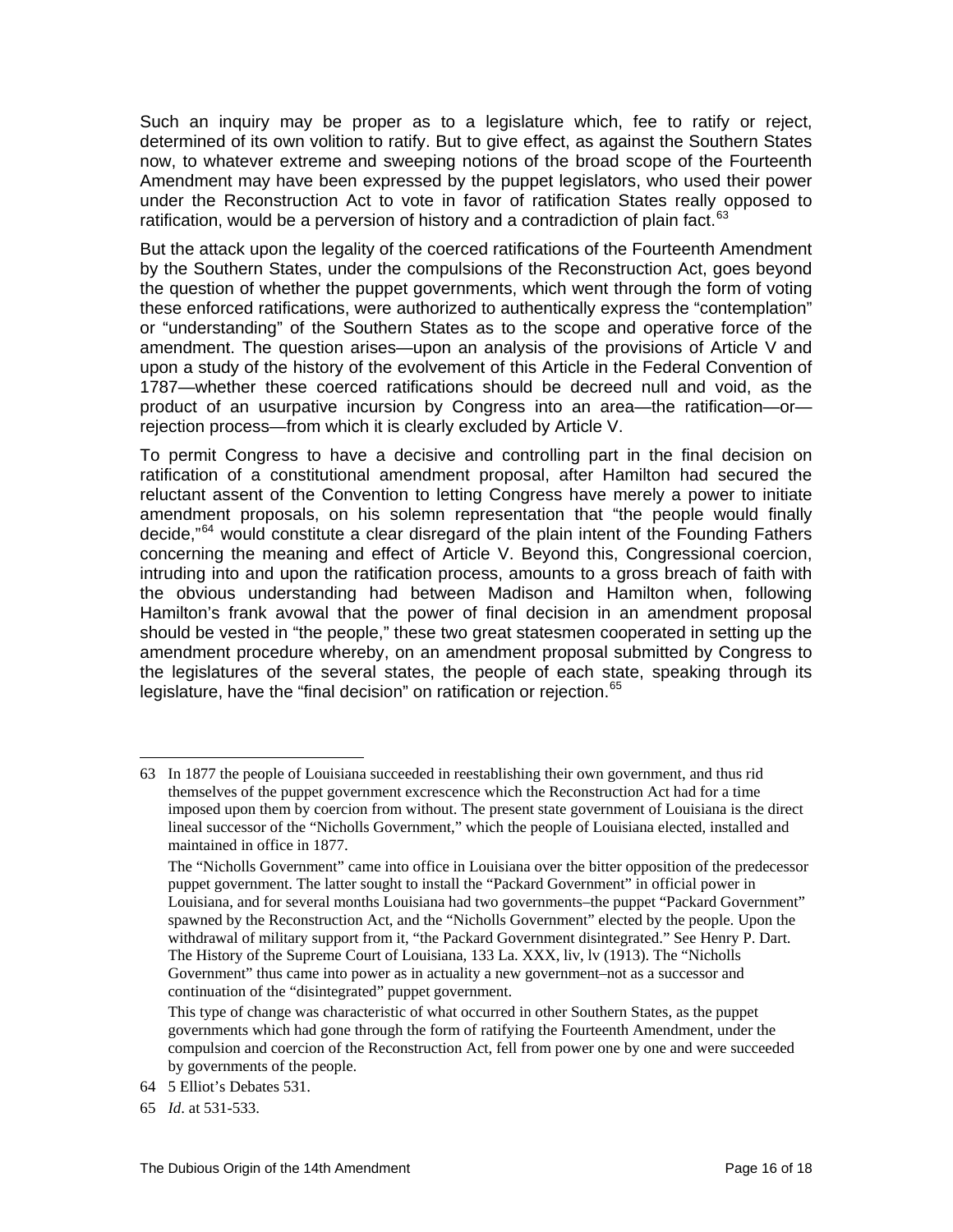Such an inquiry may be proper as to a legislature which, fee to ratify or reject, determined of its own volition to ratify. But to give effect, as against the Southern States now, to whatever extreme and sweeping notions of the broad scope of the Fourteenth Amendment may have been expressed by the puppet legislators, who used their power under the Reconstruction Act to vote in favor of ratification States really opposed to ratification, would be a perversion of history and a contradiction of plain fact.[63]

But the attack upon the legality of the coerced ratifications of the Fourteenth Amendment by the Southern States, under the compulsions of the Reconstruction Act, goes beyond the question of whether the puppet governments, which went through the form of voting these enforced ratifications, were authorized to authentically express the "contemplation" or "understanding" of the Southern States as to the scope and operative force of the amendment. The question arises—upon an analysis of the provisions of Article V and upon a study of the history of the evolvement of this Article in the Federal Convention of 1787—whether these coerced ratifications should be decreed null and void, as the product of an usurpative incursion by Congress into an area—the ratification—or—rejection process—from which it is clearly excluded by Article V.

To permit Congress to have a decisive and controlling part in the final decision on ratification of a constitutional amendment proposal, after Hamilton had secured the reluctant assent of the Convention to letting Congress have merely a power to initiate amendment proposals, on his solemn representation that "the people would finally decide,"[64] would constitute a clear disregard of the plain intent of the Founding Fathers concerning the meaning and effect of Article V. Beyond this, Congressional coercion, intruding into and upon the ratification process, amounts to a gross breach of faith with the obvious understanding had between Madison and Hamilton when, following Hamilton's frank avowal that the power of final decision in an amendment proposal should be vested in "the people," these two great statesmen cooperated in setting up the amendment procedure whereby, on an amendment proposal submitted by Congress to the legislatures of the several states, the people of each state, speaking through its legislature, have the "final decision" on ratification or rejection.[65]

---

63 In 1877 the people of Louisiana succeeded in reestablishing their own government, and thus rid themselves of the puppet government excrescence which the Reconstruction Act had for a time imposed upon them by coercion from without. The present state government of Louisiana is the direct lineal successor of the "Nicholls Government," which the people of Louisiana elected, installed and maintained in office in 1877.

The "Nicholls Government" came into office in Louisiana over the bitter opposition of the predecessor puppet government. The latter sought to install the "Packard Government" in official power in Louisiana, and for several months Louisiana had two governments–the puppet "Packard Government" spawned by the Reconstruction Act, and the "Nicholls Government" elected by the people. Upon the withdrawal of military support from it, "the Packard Government disintegrated." See Henry P. Dart. The History of the Supreme Court of Louisiana, 133 La. XXX, liv, lv (1913). The "Nicholls Government" thus came into power as in actuality a new government–not as a successor and continuation of the "disintegrated" puppet government.

This type of change was characteristic of what occurred in other Southern States, as the puppet governments which had gone through the form of ratifying the Fourteenth Amendment, under the compulsion and coercion of the Reconstruction Act, fell from power one by one and were succeeded by governments of the people.

64 5 Elliot's Debates 531.

65 *Id*. at 531-533.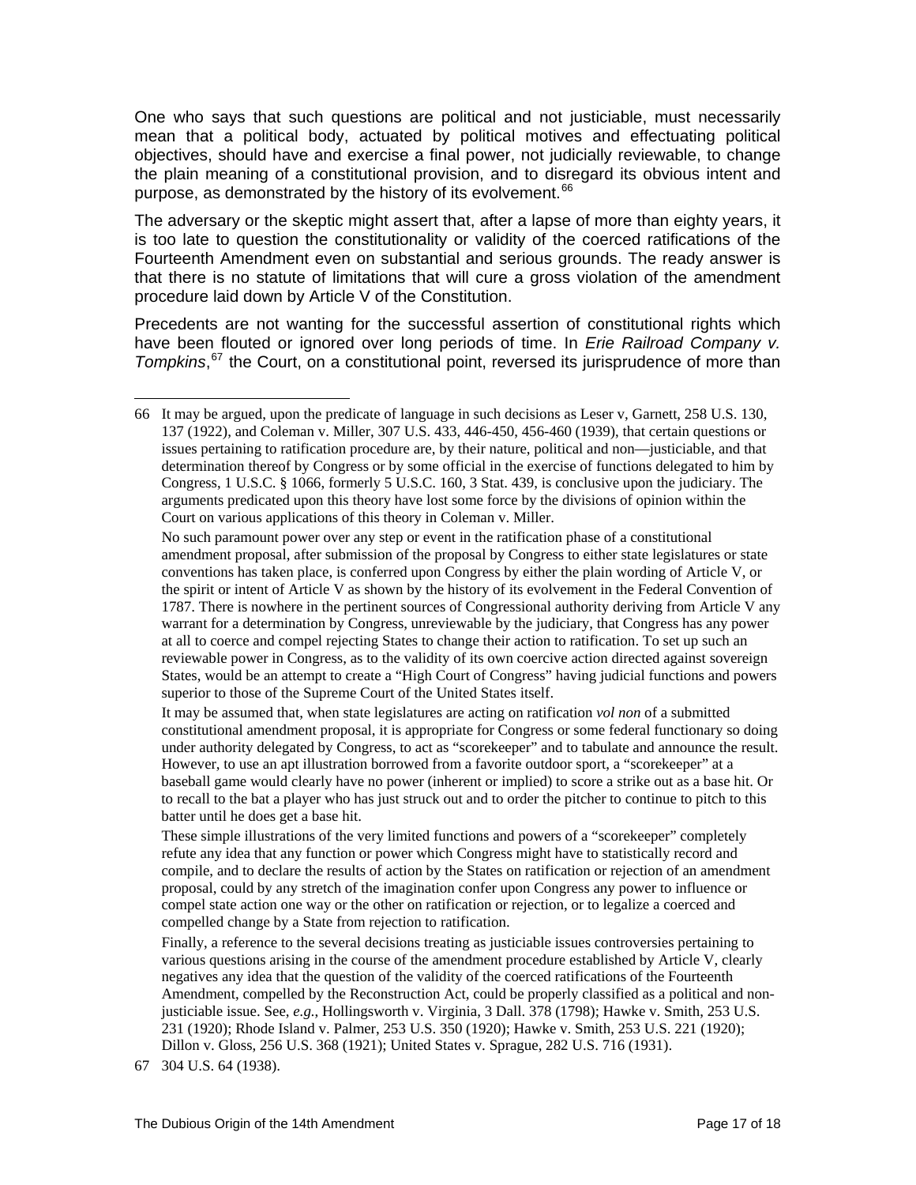One who says that such questions are political and not justiciable, must necessarily mean that a political body, actuated by political motives and effectuating political objectives, should have and exercise a final power, not judicially reviewable, to change the plain meaning of a constitutional provision, and to disregard its obvious intent and purpose, as demonstrated by the history of its evolvement.[66]

The adversary or the skeptic might assert that, after a lapse of more than eighty years, it is too late to question the constitutionality or validity of the coerced ratifications of the Fourteenth Amendment even on substantial and serious grounds. The ready answer is that there is no statute of limitations that will cure a gross violation of the amendment procedure laid down by Article V of the Constitution.

Precedents are not wanting for the successful assertion of constitutional rights which have been flouted or ignored over long periods of time. In *Erie Railroad Company v. Tompkins*,[67] the Court, on a constitutional point, reversed its jurisprudence of more than

---

66 It may be argued, upon the predicate of language in such decisions as Leser v, Garnett, 258 U.S. 130, 137 (1922), and Coleman v. Miller, 307 U.S. 433, 446-450, 456-460 (1939), that certain questions or issues pertaining to ratification procedure are, by their nature, political and non—justiciable, and that determination thereof by Congress or by some official in the exercise of functions delegated to him by Congress, 1 U.S.C. § 1066, formerly 5 U.S.C. 160, 3 Stat. 439, is conclusive upon the judiciary. The arguments predicated upon this theory have lost some force by the divisions of opinion within the Court on various applications of this theory in Coleman v. Miller.

No such paramount power over any step or event in the ratification phase of a constitutional amendment proposal, after submission of the proposal by Congress to either state legislatures or state conventions has taken place, is conferred upon Congress by either the plain wording of Article V, or the spirit or intent of Article V as shown by the history of its evolvement in the Federal Convention of 1787. There is nowhere in the pertinent sources of Congressional authority deriving from Article V any warrant for a determination by Congress, unreviewable by the judiciary, that Congress has any power at all to coerce and compel rejecting States to change their action to ratification. To set up such an reviewable power in Congress, as to the validity of its own coercive action directed against sovereign States, would be an attempt to create a "High Court of Congress" having judicial functions and powers superior to those of the Supreme Court of the United States itself.

It may be assumed that, when state legislatures are acting on ratification *vol non* of a submitted constitutional amendment proposal, it is appropriate for Congress or some federal functionary so doing under authority delegated by Congress, to act as "scorekeeper" and to tabulate and announce the result. However, to use an apt illustration borrowed from a favorite outdoor sport, a "scorekeeper" at a baseball game would clearly have no power (inherent or implied) to score a strike out as a base hit. Or to recall to the bat a player who has just struck out and to order the pitcher to continue to pitch to this batter until he does get a base hit.

These simple illustrations of the very limited functions and powers of a "scorekeeper" completely refute any idea that any function or power which Congress might have to statistically record and compile, and to declare the results of action by the States on ratification or rejection of an amendment proposal, could by any stretch of the imagination confer upon Congress any power to influence or compel state action one way or the other on ratification or rejection, or to legalize a coerced and compelled change by a State from rejection to ratification.

Finally, a reference to the several decisions treating as justiciable issues controversies pertaining to various questions arising in the course of the amendment procedure established by Article V, clearly negatives any idea that the question of the validity of the coerced ratifications of the Fourteenth Amendment, compelled by the Reconstruction Act, could be properly classified as a political and non-justiciable issue. See, *e.g.*, Hollingsworth v. Virginia, 3 Dall. 378 (1798); Hawke v. Smith, 253 U.S. 231 (1920); Rhode Island v. Palmer, 253 U.S. 350 (1920); Hawke v. Smith, 253 U.S. 221 (1920); Dillon v. Gloss, 256 U.S. 368 (1921); United States v. Sprague, 282 U.S. 716 (1931).

67 304 U.S. 64 (1938).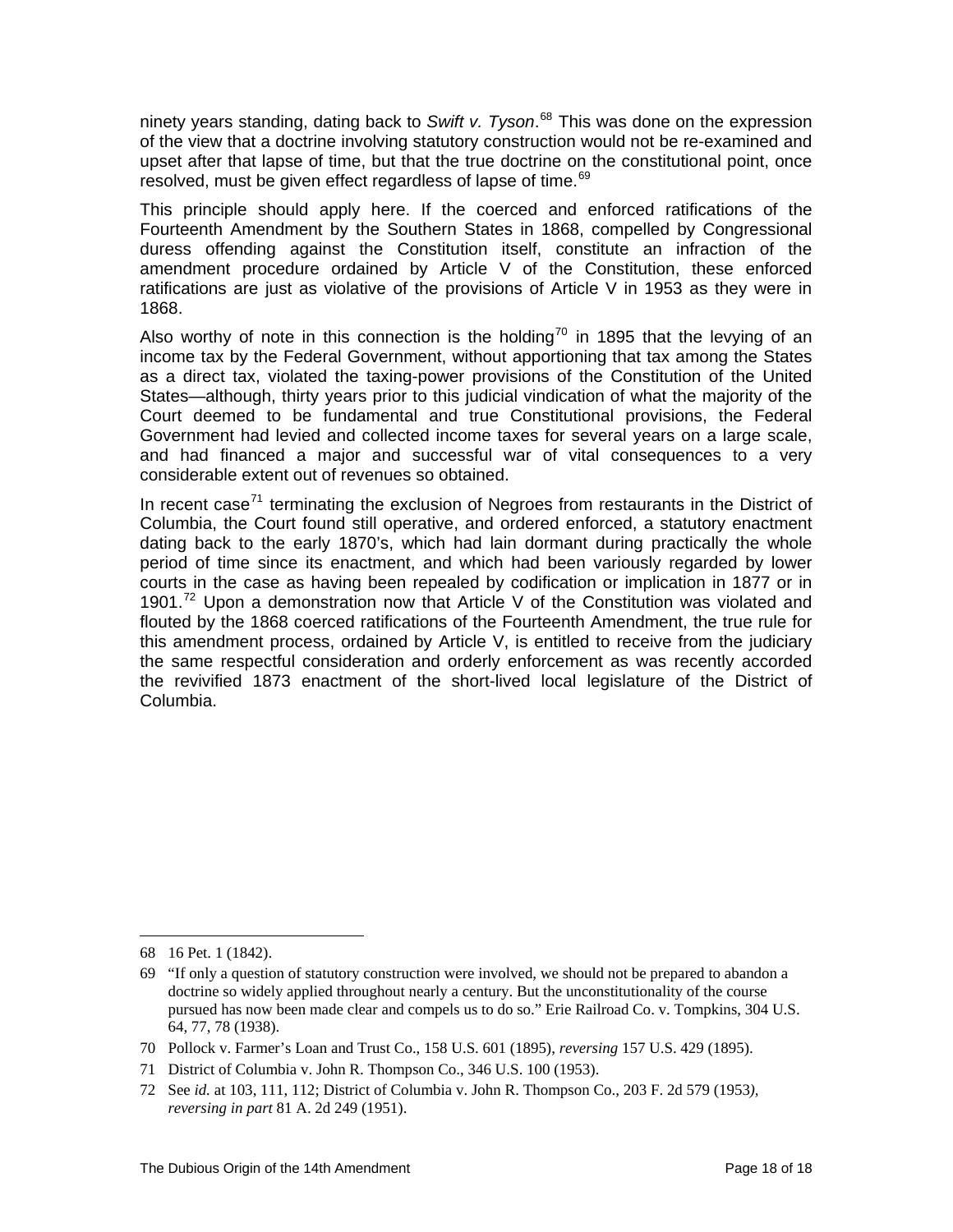ninety years standing, dating back to *Swift v. Tyson*.[68] This was done on the expression of the view that a doctrine involving statutory construction would not be re-examined and upset after that lapse of time, but that the true doctrine on the constitutional point, once resolved, must be given effect regardless of lapse of time.[69]

This principle should apply here. If the coerced and enforced ratifications of the Fourteenth Amendment by the Southern States in 1868, compelled by Congressional duress offending against the Constitution itself, constitute an infraction of the amendment procedure ordained by Article V of the Constitution, these enforced ratifications are just as violative of the provisions of Article V in 1953 as they were in 1868.

Also worthy of note in this connection is the holding[70] in 1895 that the levying of an income tax by the Federal Government, without apportioning that tax among the States as a direct tax, violated the taxing-power provisions of the Constitution of the United States—although, thirty years prior to this judicial vindication of what the majority of the Court deemed to be fundamental and true Constitutional provisions, the Federal Government had levied and collected income taxes for several years on a large scale, and had financed a major and successful war of vital consequences to a very considerable extent out of revenues so obtained.

In recent case[71] terminating the exclusion of Negroes from restaurants in the District of Columbia, the Court found still operative, and ordered enforced, a statutory enactment dating back to the early 1870's, which had lain dormant during practically the whole period of time since its enactment, and which had been variously regarded by lower courts in the case as having been repealed by codification or implication in 1877 or in 1901.[72] Upon a demonstration now that Article V of the Constitution was violated and flouted by the 1868 coerced ratifications of the Fourteenth Amendment, the true rule for this amendment process, ordained by Article V, is entitled to receive from the judiciary the same respectful consideration and orderly enforcement as was recently accorded the revivified 1873 enactment of the short-lived local legislature of the District of Columbia.

---

68 16 Pet. 1 (1842).

69 "If only a question of statutory construction were involved, we should not be prepared to abandon a doctrine so widely applied throughout nearly a century. But the unconstitutionality of the course pursued has now been made clear and compels us to do so." Erie Railroad Co. v. Tompkins, 304 U.S. 64, 77, 78 (1938).

70 Pollock v. Farmer's Loan and Trust Co., 158 U.S. 601 (1895), *reversing* 157 U.S. 429 (1895).

71 District of Columbia v. John R. Thompson Co., 346 U.S. 100 (1953).

72 See *id.* at 103, 111, 112; District of Columbia v. John R. Thompson Co., 203 F. 2d 579 (1953), *reversing in part* 81 A. 2d 249 (1951).